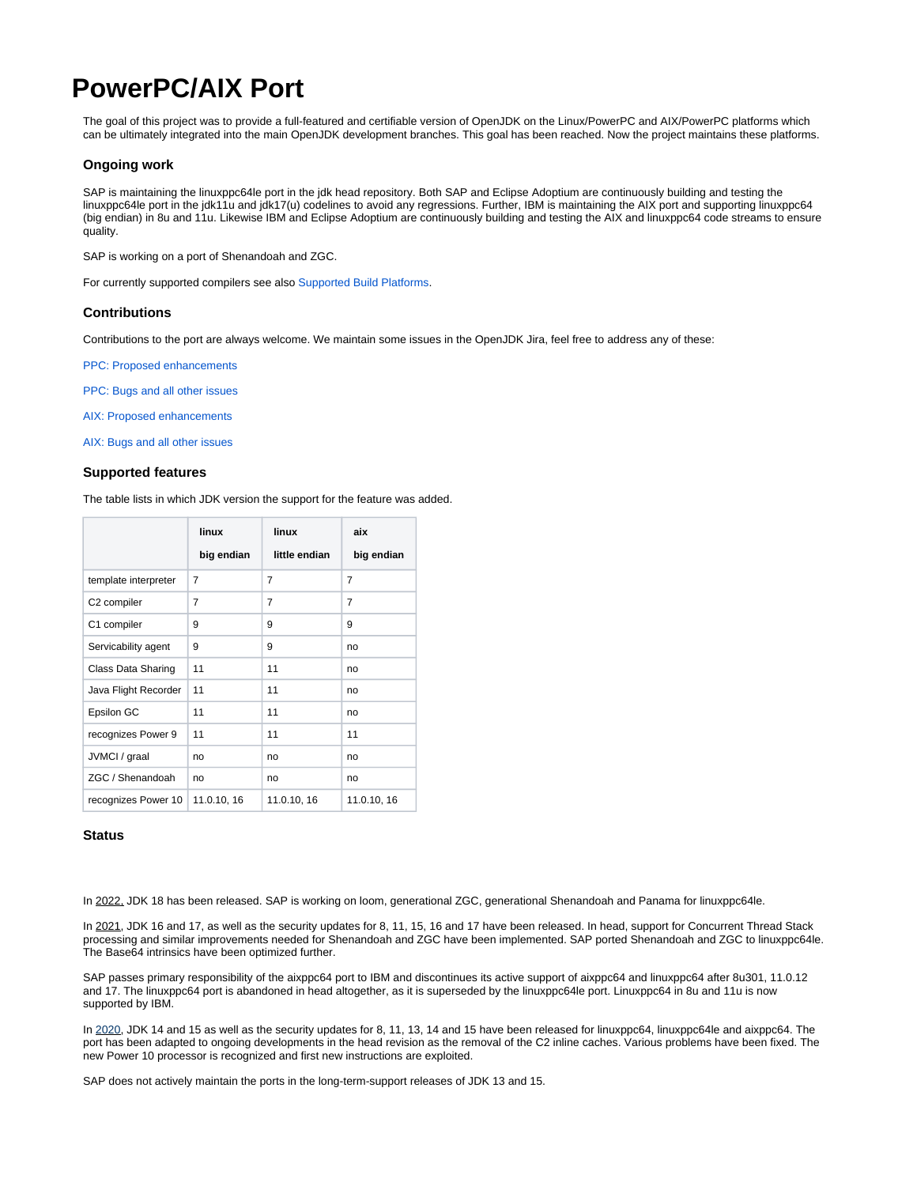# PowerPC/AIX Port

The goal of this project was to provide a full-featured and certifiable version of OpenJDK on the Linux/PowerPC and AIX/PowerPC platforms which can be ultimately integrated into the main OpenJDK development branches. This goal has been reached. Now the project maintains these platforms.

### Ongoing work

SAP is maintaining the linuxppc64le port in the jdk head repository. Both SAP and Eclipse Adoptium are continuously building and testing the linuxppc64le port in the jdk11u and jdk17(u) codelines to avoid any regressions. Further, IBM is maintaining the AIX port and supporting linuxppc64 (big endian) in 8u and 11u. Likewise IBM and Eclipse Adoptium are continuously building and testing the AIX and linuxppc64 code streams to ensure quality.

SAP is working on a port of Shenandoah and ZGC.

For currently supported compilers see also Supported Build Platforms.

### Contributions

Contributions to the port are always welcome. We maintain some issues in the OpenJDK Jira, feel free to address any of these:

PPC: Proposed enhancements

PPC: Bugs and all other issues

AIX: Proposed enhancements

AIX: Bugs and all other issues

### Supported features

The table lists in which JDK version the support for the feature was added.

| | linux big endian | linux little endian | aix big endian |
|---|---|---|---|
| template interpreter | 7 | 7 | 7 |
| C2 compiler | 7 | 7 | 7 |
| C1 compiler | 9 | 9 | 9 |
| Servicability agent | 9 | 9 | no |
| Class Data Sharing | 11 | 11 | no |
| Java Flight Recorder | 11 | 11 | no |
| Epsilon GC | 11 | 11 | no |
| recognizes Power 9 | 11 | 11 | 11 |
| JVMCI / graal | no | no | no |
| ZGC / Shenandoah | no | no | no |
| recognizes Power 10 | 11.0.10, 16 | 11.0.10, 16 | 11.0.10, 16 |

### Status

In 2022, JDK 18 has been released. SAP is working on loom, generational ZGC, generational Shenandoah and Panama for linuxppc64le.

In 2021, JDK 16 and 17, as well as the security updates for 8, 11, 15, 16 and 17 have been released. In head, support for Concurrent Thread Stack processing and similar improvements needed for Shenandoah and ZGC have been implemented. SAP ported Shenandoah and ZGC to linuxppc64le. The Base64 intrinsics have been optimized further.

SAP passes primary responsibility of the aixppc64 port to IBM and discontinues its active support of aixppc64 and linuxppc64 after 8u301, 11.0.12 and 17. The linuxppc64 port is abandoned in head altogether, as it is superseded by the linuxppc64le port. Linuxppc64 in 8u and 11u is now supported by IBM.

In 2020, JDK 14 and 15 as well as the security updates for 8, 11, 13, 14 and 15 have been released for linuxppc64, linuxppc64le and aixppc64. The port has been adapted to ongoing developments in the head revision as the removal of the C2 inline caches. Various problems have been fixed. The new Power 10 processor is recognized and first new instructions are exploited.

SAP does not actively maintain the ports in the long-term-support releases of JDK 13 and 15.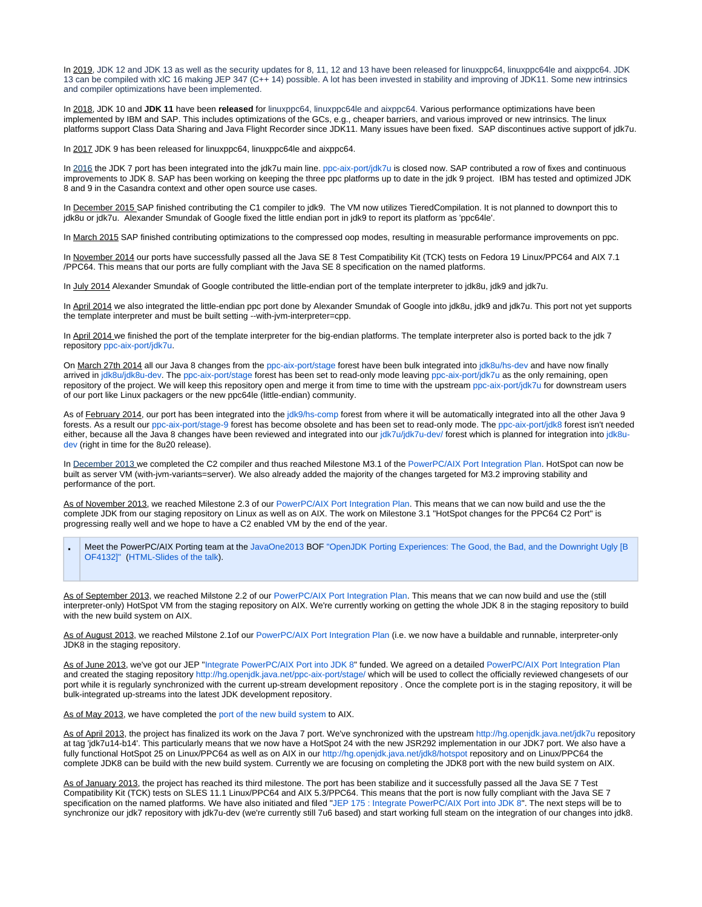In 2019, JDK 12 and JDK 13 as well as the security updates for 8, 11, 12 and 13 have been released for linuxppc64, linuxppc64le and aixppc64. JDK 13 can be compiled with xlC 16 making JEP 347 (C++ 14) possible. A lot has been invested in stability and improving of JDK11. Some new intrinsics and compiler optimizations have been implemented.

In 2018, JDK 10 and **JDK 11** have been **released** for linuxppc64, linuxppc64le and aixppc64. Various performance optimizations have been implemented by IBM and SAP. This includes optimizations of the GCs, e.g., cheaper barriers, and various improved or new intrinsics. The linux platforms support Class Data Sharing and Java Flight Recorder since JDK11. Many issues have been fixed. SAP discontinues active support of jdk7u.

In 2017 JDK 9 has been released for linuxppc64, linuxppc64le and aixppc64.

In 2016 the JDK 7 port has been integrated into the jdk7u main line. ppc-aix-port/jdk7u is closed now. SAP contributed a row of fixes and continuous improvements to JDK 8. SAP has been working on keeping the three ppc platforms up to date in the jdk 9 project. IBM has tested and optimized JDK 8 and 9 in the Casandra context and other open source use cases.

In December 2015 SAP finished contributing the C1 compiler to jdk9. The VM now utilizes TieredCompilation. It is not planned to downport this to jdk8u or jdk7u. Alexander Smundak of Google fixed the little endian port in jdk9 to report its platform as 'ppc64le'.

In March 2015 SAP finished contributing optimizations to the compressed oop modes, resulting in measurable performance improvements on ppc.

In November 2014 our ports have successfully passed all the Java SE 8 Test Compatibility Kit (TCK) tests on Fedora 19 Linux/PPC64 and AIX 7.1 /PPC64. This means that our ports are fully compliant with the Java SE 8 specification on the named platforms.

In July 2014 Alexander Smundak of Google contributed the little-endian port of the template interpreter to jdk8u, jdk9 and jdk7u.

In April 2014 we also integrated the little-endian ppc port done by Alexander Smundak of Google into jdk8u, jdk9 and jdk7u. This port not yet supports the template interpreter and must be built setting --with-jvm-interpreter=cpp.

In April 2014 we finished the port of the template interpreter for the big-endian platforms. The template interpreter also is ported back to the jdk 7 repository ppc-aix-port/jdk7u.

On March 27th 2014 all our Java 8 changes from the ppc-aix-port/stage forest have been bulk integrated into jdk8u/hs-dev and have now finally arrived in jdk8u/jdk8u-dev. The ppc-aix-port/stage forest has been set to read-only mode leaving ppc-aix-port/jdk7u as the only remaining, open repository of the project. We will keep this repository open and merge it from time to time with the upstream ppc-aix-port/jdk7u for downstream users of our port like Linux packagers or the new ppc64le (little-endian) community.

As of February 2014, our port has been integrated into the jdk9/hs-comp forest from where it will be automatically integrated into all the other Java 9 forests. As a result our ppc-aix-port/stage-9 forest has become obsolete and has been set to read-only mode. The ppc-aix-port/jdk8 forest isn't needed either, because all the Java 8 changes have been reviewed and integrated into our jdk7u/jdk7u-dev/ forest which is planned for integration into jdk8u-dev (right in time for the 8u20 release).

In December 2013 we completed the C2 compiler and thus reached Milestone M3.1 of the PowerPC/AIX Port Integration Plan. HotSpot can now be built as server VM (with-jvm-variants=server). We also already added the majority of the changes targeted for M3.2 improving stability and performance of the port.

As of November 2013, we reached Milestone 2.3 of our PowerPC/AIX Port Integration Plan. This means that we can now build and use the the complete JDK from our staging repository on Linux as well as on AIX. The work on Milestone 3.1 "HotSpot changes for the PPC64 C2 Port" is progressing really well and we hope to have a C2 enabled VM by the end of the year.

- Meet the PowerPC/AIX Porting team at the JavaOne2013 BOF "OpenJDK Porting Experiences: The Good, the Bad, and the Downright Ugly [BOF4132]" (HTML-Slides of the talk).

As of September 2013, we reached Milstone 2.2 of our PowerPC/AIX Port Integration Plan. This means that we can now build and use the (still interpreter-only) HotSpot VM from the staging repository on AIX. We're currently working on getting the whole JDK 8 in the staging repository to build with the new build system on AIX.

As of August 2013, we reached Milstone 2.1of our PowerPC/AIX Port Integration Plan (i.e. we now have a buildable and runnable, interpreter-only JDK8 in the staging repository.

As of June 2013, we've got our JEP "Integrate PowerPC/AIX Port into JDK 8" funded. We agreed on a detailed PowerPC/AIX Port Integration Plan and created the staging repository http://hg.openjdk.java.net/ppc-aix-port/stage/ which will be used to collect the officially reviewed changesets of our port while it is regularly synchronized with the current up-stream development repository . Once the complete port is in the staging repository, it will be bulk-integrated up-streams into the latest JDK development repository.

As of May 2013, we have completed the port of the new build system to AIX.

As of April 2013, the project has finalized its work on the Java 7 port. We've synchronized with the upstream http://hg.openjdk.java.net/jdk7u repository at tag 'jdk7u14-b14'. This particularly means that we now have a HotSpot 24 with the new JSR292 implementation in our JDK7 port. We also have a fully functional HotSpot 25 on Linux/PPC64 as well as on AIX in our http://hg.openjdk.java.net/jdk8/hotspot repository and on Linux/PPC64 the complete JDK8 can be build with the new build system. Currently we are focusing on completing the JDK8 port with the new build system on AIX.

As of January 2013, the project has reached its third milestone. The port has been stabilize and it successfully passed all the Java SE 7 Test Compatibility Kit (TCK) tests on SLES 11.1 Linux/PPC64 and AIX 5.3/PPC64. This means that the port is now fully compliant with the Java SE 7 specification on the named platforms. We have also initiated and filed "JEP 175 : Integrate PowerPC/AIX Port into JDK 8". The next steps will be to synchronize our jdk7 repository with jdk7u-dev (we're currently still 7u6 based) and start working full steam on the integration of our changes into jdk8.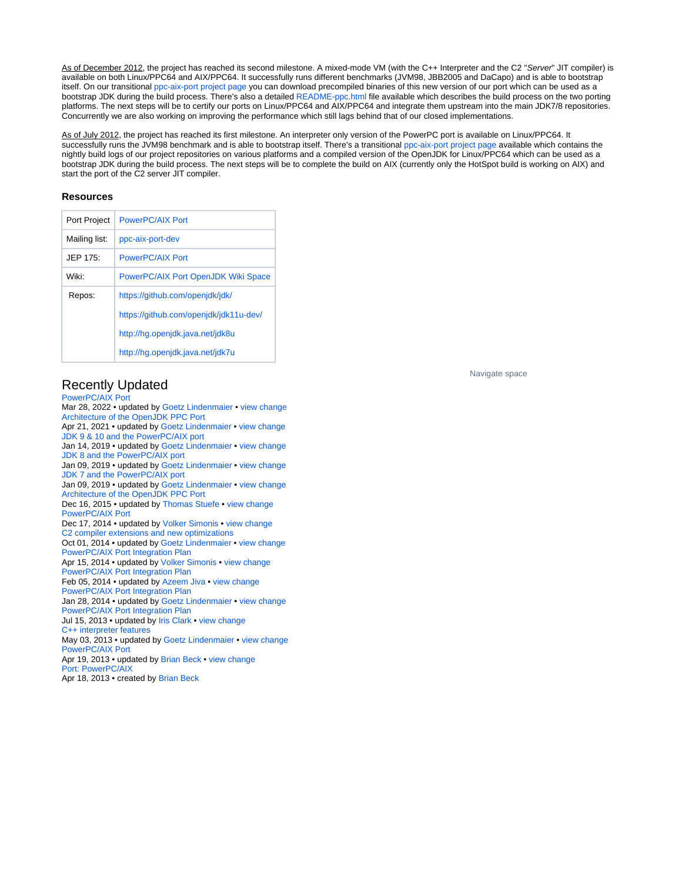As of December 2012, the project has reached its second milestone. A mixed-mode VM (with the C++ Interpreter and the C2 "*Server*" JIT compiler) is available on both Linux/PPC64 and AIX/PPC64. It successfully runs different benchmarks (JVM98, JBB2005 and DaCapo) and is able to bootstrap itself. On our transitional ppc-aix-port project page you can download precompiled binaries of this new version of our port which can be used as a bootstrap JDK during the build process. There's also a detailed README-ppc.html file available which describes the build process on the two porting platforms. The next steps will be to certify our ports on Linux/PPC64 and AIX/PPC64 and integrate them upstream into the main JDK7/8 repositories. Concurrently we are also working on improving the performance which still lags behind that of our closed implementations.

As of July 2012, the project has reached its first milestone. An interpreter only version of the PowerPC port is available on Linux/PPC64. It successfully runs the JVM98 benchmark and is able to bootstrap itself. There's a transitional ppc-aix-port project page available which contains the nightly build logs of our project repositories on various platforms and a compiled version of the OpenJDK for Linux/PPC64 which can be used as a bootstrap JDK during the build process. The next steps will be to complete the build on AIX (currently only the HotSpot build is working on AIX) and start the port of the C2 server JIT compiler.

### Resources

| | |
|---|---|
| Port Project | PowerPC/AIX Port |
| Mailing list: | ppc-aix-port-dev |
| JEP 175: | PowerPC/AIX Port |
| Wiki: | PowerPC/AIX Port OpenJDK Wiki Space |
| Repos: | https://github.com/openjdk/jdk/ |
| | https://github.com/openjdk/jdk11u-dev/ |
| | http://hg.openjdk.java.net/jdk8u |
| | http://hg.openjdk.java.net/jdk7u |

Navigate space

## Recently Updated

PowerPC/AIX Port
Mar 28, 2022 • updated by Goetz Lindenmaier • view change
Architecture of the OpenJDK PPC Port
Apr 21, 2021 • updated by Goetz Lindenmaier • view change
JDK 9 & 10 and the PowerPC/AIX port
Jan 14, 2019 • updated by Goetz Lindenmaier • view change
JDK 8 and the PowerPC/AIX port
Jan 09, 2019 • updated by Goetz Lindenmaier • view change
JDK 7 and the PowerPC/AIX port
Jan 09, 2019 • updated by Goetz Lindenmaier • view change
Architecture of the OpenJDK PPC Port
Dec 16, 2015 • updated by Thomas Stuefe • view change
PowerPC/AIX Port
Dec 17, 2014 • updated by Volker Simonis • view change
C2 compiler extensions and new optimizations
Oct 01, 2014 • updated by Goetz Lindenmaier • view change
PowerPC/AIX Port Integration Plan
Apr 15, 2014 • updated by Volker Simonis • view change
PowerPC/AIX Port Integration Plan
Feb 05, 2014 • updated by Azeem Jiva • view change
PowerPC/AIX Port Integration Plan
Jan 28, 2014 • updated by Goetz Lindenmaier • view change
PowerPC/AIX Port Integration Plan
Jul 15, 2013 • updated by Iris Clark • view change
C++ interpreter features
May 03, 2013 • updated by Goetz Lindenmaier • view change
PowerPC/AIX Port
Apr 19, 2013 • updated by Brian Beck • view change
Port: PowerPC/AIX
Apr 18, 2013 • created by Brian Beck